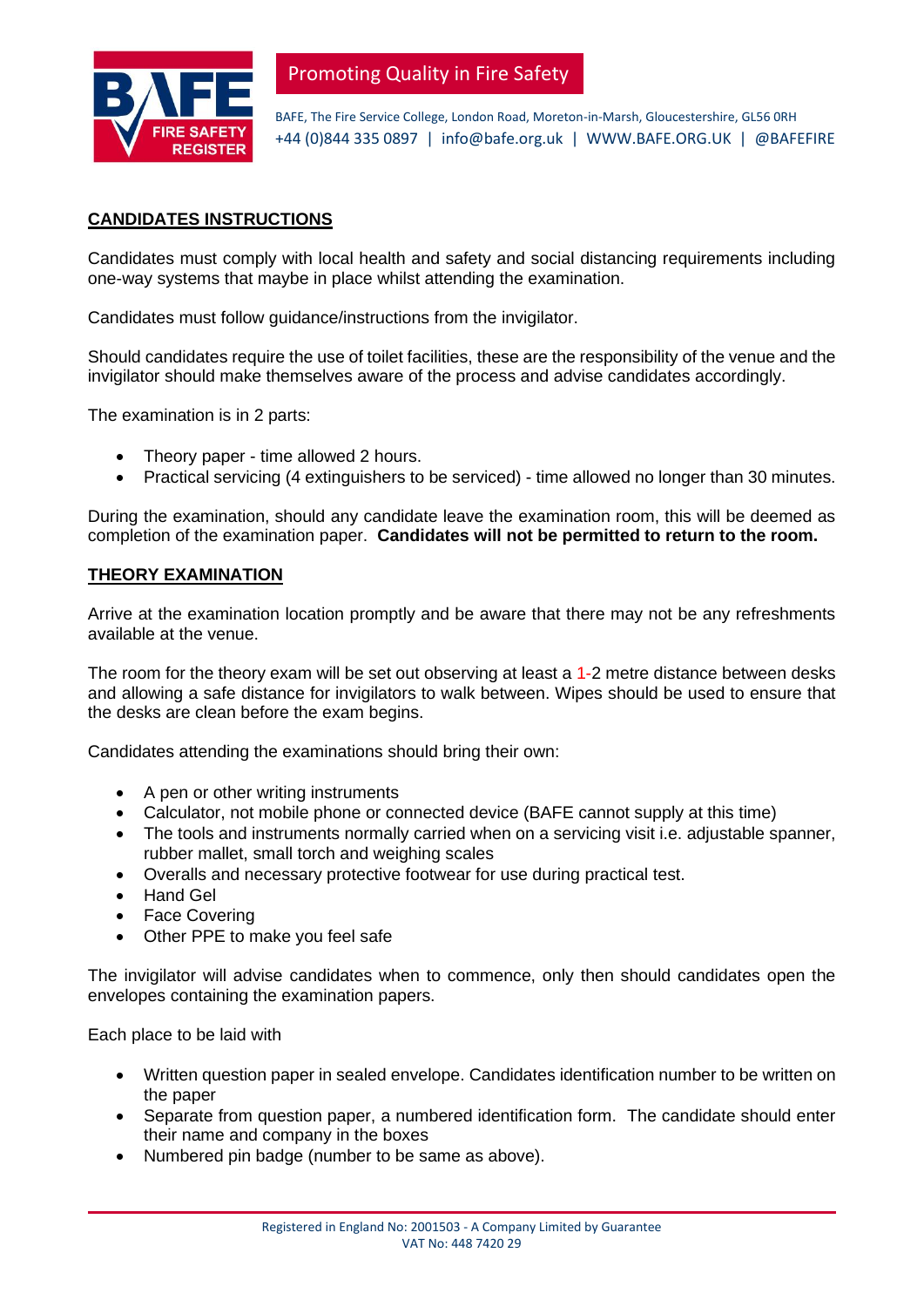Promoting Quality in Fire Safety

BAFE, The Fire Service College, London Road, Moreton-in-Marsh, Gloucestershire, GL56 0RH
+44 (0)844 335 0897 | info@bafe.org.uk | WWW.BAFE.ORG.UK | @BAFEFIRE

## CANDIDATES INSTRUCTIONS

Candidates must comply with local health and safety and social distancing requirements including one-way systems that maybe in place whilst attending the examination.

Candidates must follow guidance/instructions from the invigilator.

Should candidates require the use of toilet facilities, these are the responsibility of the venue and the invigilator should make themselves aware of the process and advise candidates accordingly.

The examination is in 2 parts:

- Theory paper - time allowed 2 hours.
- Practical servicing (4 extinguishers to be serviced) - time allowed no longer than 30 minutes.

During the examination, should any candidate leave the examination room, this will be deemed as completion of the examination paper. **Candidates will not be permitted to return to the room.**

## THEORY EXAMINATION

Arrive at the examination location promptly and be aware that there may not be any refreshments available at the venue.

The room for the theory exam will be set out observing at least a 1-2 metre distance between desks and allowing a safe distance for invigilators to walk between. Wipes should be used to ensure that the desks are clean before the exam begins.

Candidates attending the examinations should bring their own:

- A pen or other writing instruments
- Calculator, not mobile phone or connected device (BAFE cannot supply at this time)
- The tools and instruments normally carried when on a servicing visit i.e. adjustable spanner, rubber mallet, small torch and weighing scales
- Overalls and necessary protective footwear for use during practical test.
- Hand Gel
- Face Covering
- Other PPE to make you feel safe

The invigilator will advise candidates when to commence, only then should candidates open the envelopes containing the examination papers.

Each place to be laid with

- Written question paper in sealed envelope. Candidates identification number to be written on the paper
- Separate from question paper, a numbered identification form. The candidate should enter their name and company in the boxes
- Numbered pin badge (number to be same as above).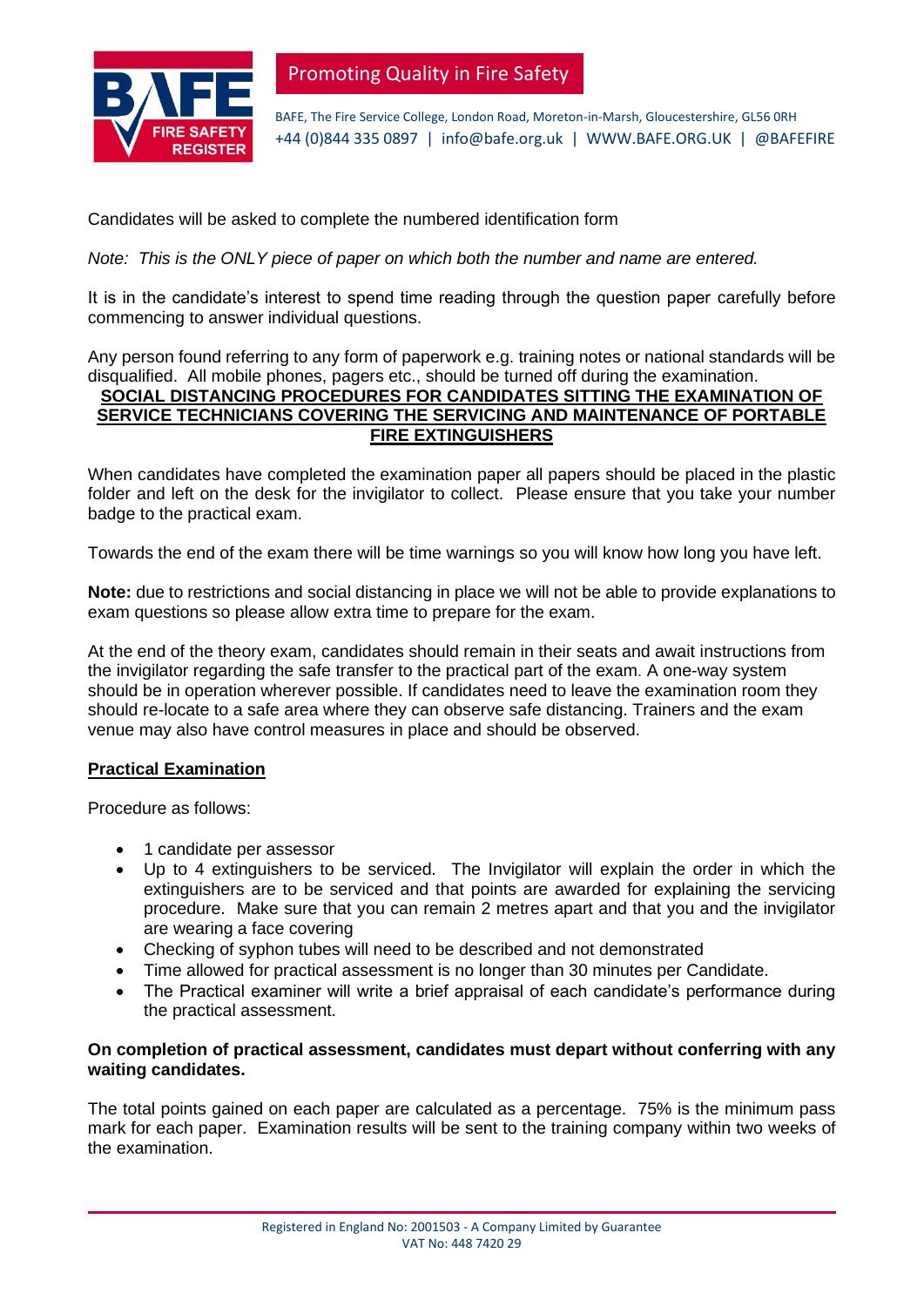Candidates will be asked to complete the numbered identification form

*Note: This is the ONLY piece of paper on which both the number and name are entered.*

It is in the candidate's interest to spend time reading through the question paper carefully before commencing to answer individual questions.

Any person found referring to any form of paperwork e.g. training notes or national standards will be disqualified. All mobile phones, pagers etc., should be turned off during the examination.

**SOCIAL DISTANCING PROCEDURES FOR CANDIDATES SITTING THE EXAMINATION OF SERVICE TECHNICIANS COVERING THE SERVICING AND MAINTENANCE OF PORTABLE FIRE EXTINGUISHERS**

When candidates have completed the examination paper all papers should be placed in the plastic folder and left on the desk for the invigilator to collect. Please ensure that you take your number badge to the practical exam.

Towards the end of the exam there will be time warnings so you will know how long you have left.

**Note:** due to restrictions and social distancing in place we will not be able to provide explanations to exam questions so please allow extra time to prepare for the exam.

At the end of the theory exam, candidates should remain in their seats and await instructions from the invigilator regarding the safe transfer to the practical part of the exam. A one-way system should be in operation wherever possible. If candidates need to leave the examination room they should re-locate to a safe area where they can observe safe distancing. Trainers and the exam venue may also have control measures in place and should be observed.

**Practical Examination**

Procedure as follows:

- 1 candidate per assessor
- Up to 4 extinguishers to be serviced. The Invigilator will explain the order in which the extinguishers are to be serviced and that points are awarded for explaining the servicing procedure. Make sure that you can remain 2 metres apart and that you and the invigilator are wearing a face covering
- Checking of syphon tubes will need to be described and not demonstrated
- Time allowed for practical assessment is no longer than 30 minutes per Candidate.
- The Practical examiner will write a brief appraisal of each candidate's performance during the practical assessment.

**On completion of practical assessment, candidates must depart without conferring with any waiting candidates.**

The total points gained on each paper are calculated as a percentage. 75% is the minimum pass mark for each paper. Examination results will be sent to the training company within two weeks of the examination.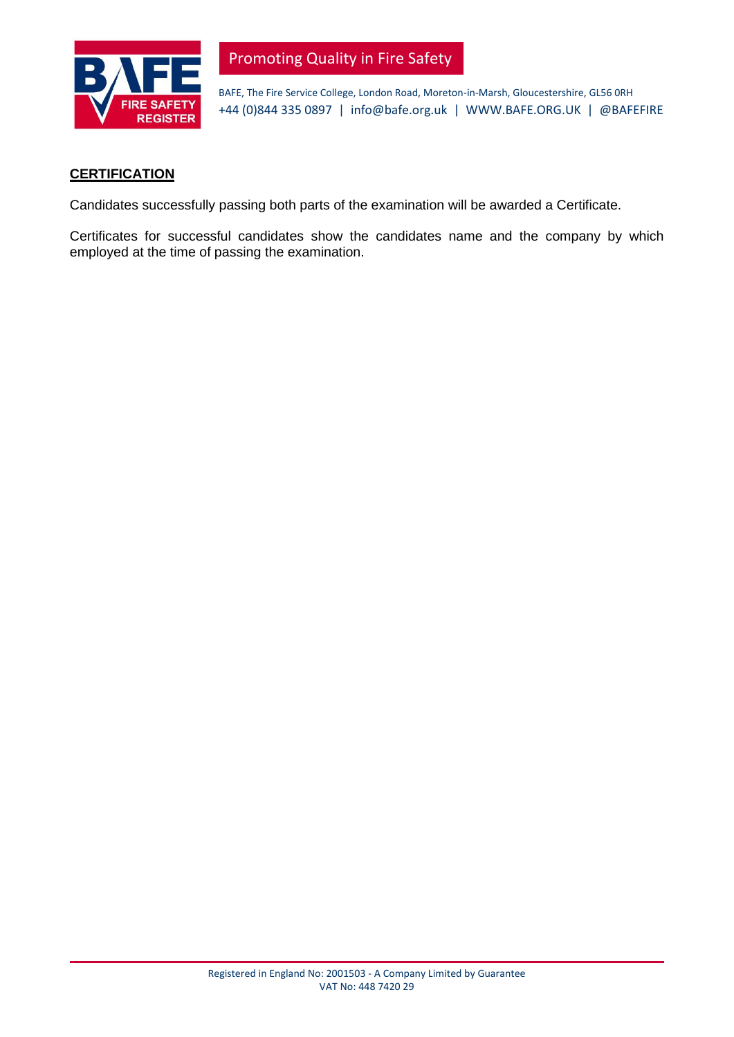## CERTIFICATION

Candidates successfully passing both parts of the examination will be awarded a Certificate.

Certificates for successful candidates show the candidates name and the company by which employed at the time of passing the examination.